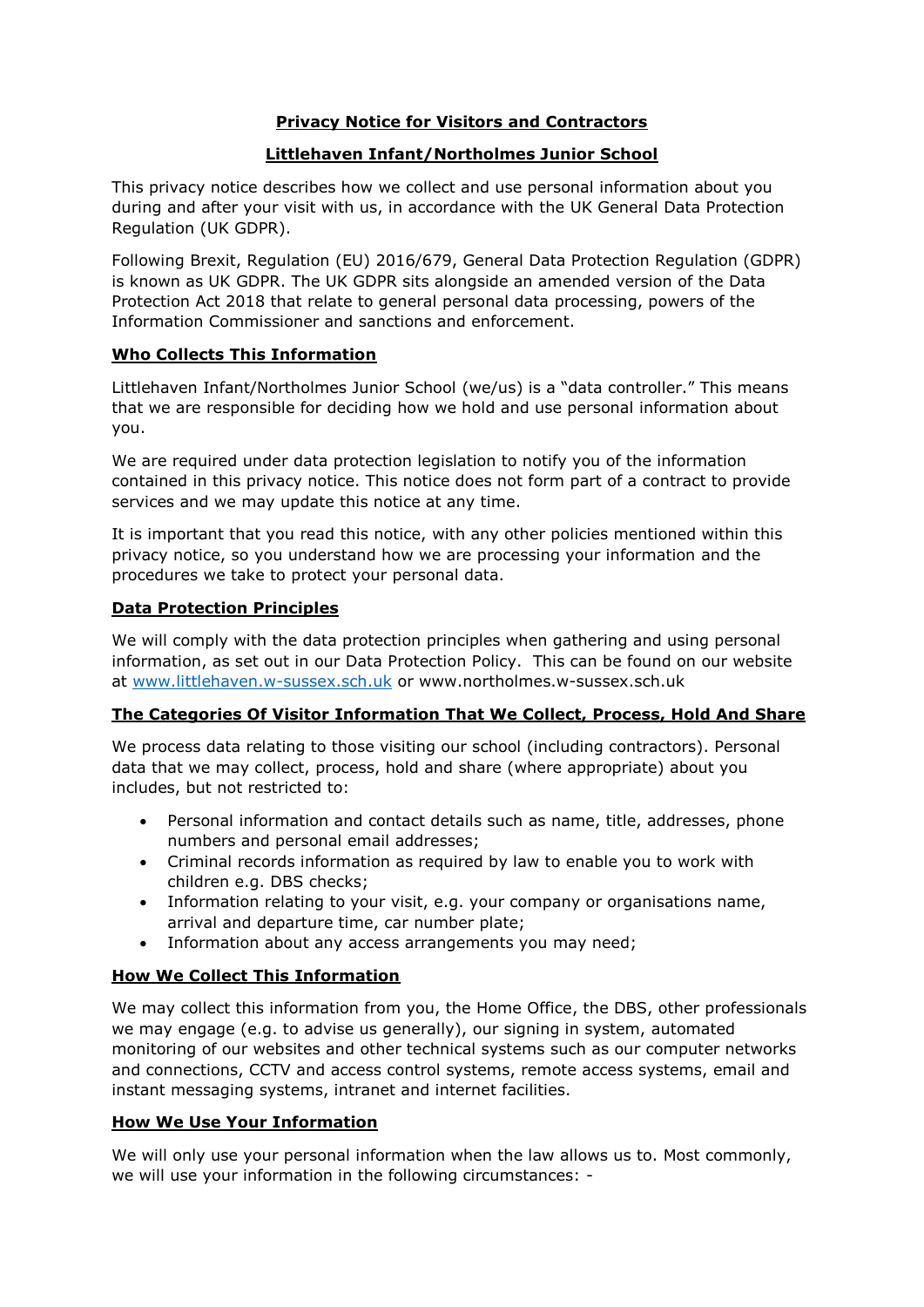# Privacy Notice for Visitors and Contractors

## Littlehaven Infant/Northolmes Junior School

This privacy notice describes how we collect and use personal information about you during and after your visit with us, in accordance with the UK General Data Protection Regulation (UK GDPR).

Following Brexit, Regulation (EU) 2016/679, General Data Protection Regulation (GDPR) is known as UK GDPR. The UK GDPR sits alongside an amended version of the Data Protection Act 2018 that relate to general personal data processing, powers of the Information Commissioner and sanctions and enforcement.

### Who Collects This Information

Littlehaven Infant/Northolmes Junior School (we/us) is a "data controller." This means that we are responsible for deciding how we hold and use personal information about you.

We are required under data protection legislation to notify you of the information contained in this privacy notice. This notice does not form part of a contract to provide services and we may update this notice at any time.

It is important that you read this notice, with any other policies mentioned within this privacy notice, so you understand how we are processing your information and the procedures we take to protect your personal data.

### Data Protection Principles

We will comply with the data protection principles when gathering and using personal information, as set out in our Data Protection Policy. This can be found on our website at [www.littlehaven.w-sussex.sch.uk](http://www.littlehaven.w-sussex.sch.uk) or www.northolmes.w-sussex.sch.uk

### The Categories Of Visitor Information That We Collect, Process, Hold And Share

We process data relating to those visiting our school (including contractors). Personal data that we may collect, process, hold and share (where appropriate) about you includes, but not restricted to:

- Personal information and contact details such as name, title, addresses, phone numbers and personal email addresses;
- Criminal records information as required by law to enable you to work with children e.g. DBS checks;
- Information relating to your visit, e.g. your company or organisations name, arrival and departure time, car number plate;
- Information about any access arrangements you may need;

### How We Collect This Information

We may collect this information from you, the Home Office, the DBS, other professionals we may engage (e.g. to advise us generally), our signing in system, automated monitoring of our websites and other technical systems such as our computer networks and connections, CCTV and access control systems, remote access systems, email and instant messaging systems, intranet and internet facilities.

### How We Use Your Information

We will only use your personal information when the law allows us to. Most commonly, we will use your information in the following circumstances: -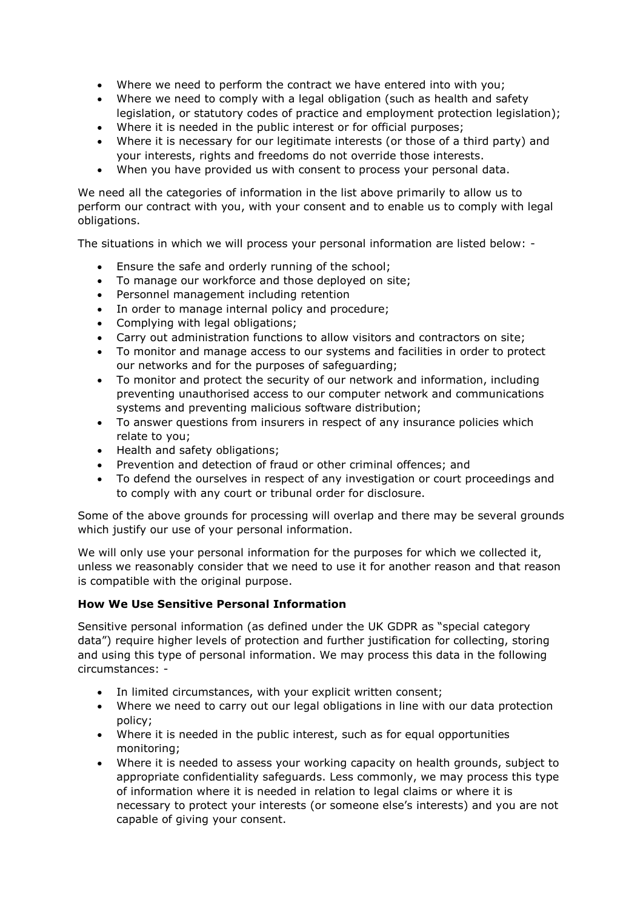- Where we need to perform the contract we have entered into with you;
- Where we need to comply with a legal obligation (such as health and safety legislation, or statutory codes of practice and employment protection legislation);
- Where it is needed in the public interest or for official purposes;
- Where it is necessary for our legitimate interests (or those of a third party) and your interests, rights and freedoms do not override those interests.
- When you have provided us with consent to process your personal data.

We need all the categories of information in the list above primarily to allow us to perform our contract with you, with your consent and to enable us to comply with legal obligations.

The situations in which we will process your personal information are listed below: -

- Ensure the safe and orderly running of the school;
- To manage our workforce and those deployed on site;
- Personnel management including retention
- In order to manage internal policy and procedure;
- Complying with legal obligations;
- Carry out administration functions to allow visitors and contractors on site;
- To monitor and manage access to our systems and facilities in order to protect our networks and for the purposes of safeguarding;
- To monitor and protect the security of our network and information, including preventing unauthorised access to our computer network and communications systems and preventing malicious software distribution;
- To answer questions from insurers in respect of any insurance policies which relate to you;
- Health and safety obligations;
- Prevention and detection of fraud or other criminal offences; and
- To defend the ourselves in respect of any investigation or court proceedings and to comply with any court or tribunal order for disclosure.

Some of the above grounds for processing will overlap and there may be several grounds which justify our use of your personal information.

We will only use your personal information for the purposes for which we collected it, unless we reasonably consider that we need to use it for another reason and that reason is compatible with the original purpose.

**How We Use Sensitive Personal Information**

Sensitive personal information (as defined under the UK GDPR as "special category data") require higher levels of protection and further justification for collecting, storing and using this type of personal information. We may process this data in the following circumstances: -

- In limited circumstances, with your explicit written consent;
- Where we need to carry out our legal obligations in line with our data protection policy;
- Where it is needed in the public interest, such as for equal opportunities monitoring;
- Where it is needed to assess your working capacity on health grounds, subject to appropriate confidentiality safeguards. Less commonly, we may process this type of information where it is needed in relation to legal claims or where it is necessary to protect your interests (or someone else's interests) and you are not capable of giving your consent.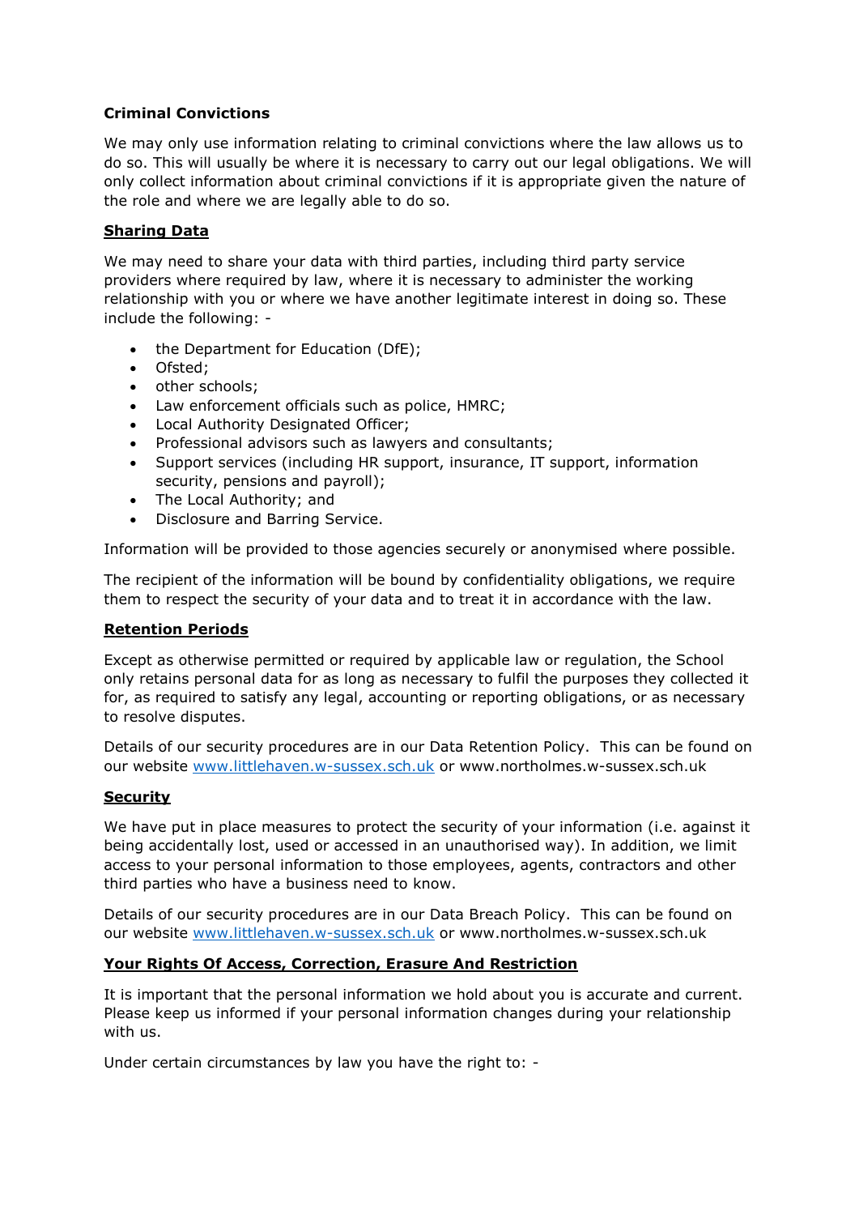**Criminal Convictions**

We may only use information relating to criminal convictions where the law allows us to do so. This will usually be where it is necessary to carry out our legal obligations. We will only collect information about criminal convictions if it is appropriate given the nature of the role and where we are legally able to do so.

## **Sharing Data**

We may need to share your data with third parties, including third party service providers where required by law, where it is necessary to administer the working relationship with you or where we have another legitimate interest in doing so. These include the following: -

- the Department for Education (DfE);
- Ofsted;
- other schools;
- Law enforcement officials such as police, HMRC;
- Local Authority Designated Officer;
- Professional advisors such as lawyers and consultants;
- Support services (including HR support, insurance, IT support, information security, pensions and payroll);
- The Local Authority; and
- Disclosure and Barring Service.

Information will be provided to those agencies securely or anonymised where possible.

The recipient of the information will be bound by confidentiality obligations, we require them to respect the security of your data and to treat it in accordance with the law.

## **Retention Periods**

Except as otherwise permitted or required by applicable law or regulation, the School only retains personal data for as long as necessary to fulfil the purposes they collected it for, as required to satisfy any legal, accounting or reporting obligations, or as necessary to resolve disputes.

Details of our security procedures are in our Data Retention Policy. This can be found on our website [www.littlehaven.w-sussex.sch.uk](http://www.littlehaven.w-sussex.sch.uk) or www.northolmes.w-sussex.sch.uk

## **Security**

We have put in place measures to protect the security of your information (i.e. against it being accidentally lost, used or accessed in an unauthorised way). In addition, we limit access to your personal information to those employees, agents, contractors and other third parties who have a business need to know.

Details of our security procedures are in our Data Breach Policy. This can be found on our website [www.littlehaven.w-sussex.sch.uk](http://www.littlehaven.w-sussex.sch.uk) or www.northolmes.w-sussex.sch.uk

## **Your Rights Of Access, Correction, Erasure And Restriction**

It is important that the personal information we hold about you is accurate and current. Please keep us informed if your personal information changes during your relationship with us.

Under certain circumstances by law you have the right to: -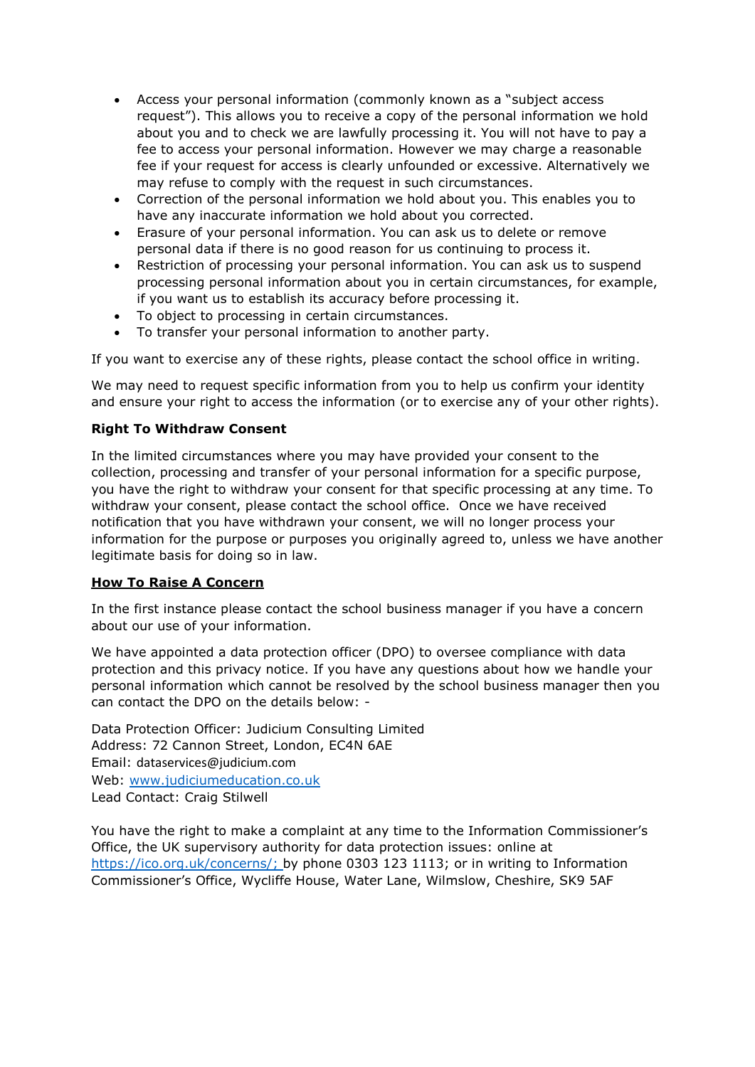- Access your personal information (commonly known as a "subject access request"). This allows you to receive a copy of the personal information we hold about you and to check we are lawfully processing it. You will not have to pay a fee to access your personal information. However we may charge a reasonable fee if your request for access is clearly unfounded or excessive. Alternatively we may refuse to comply with the request in such circumstances.
- Correction of the personal information we hold about you. This enables you to have any inaccurate information we hold about you corrected.
- Erasure of your personal information. You can ask us to delete or remove personal data if there is no good reason for us continuing to process it.
- Restriction of processing your personal information. You can ask us to suspend processing personal information about you in certain circumstances, for example, if you want us to establish its accuracy before processing it.
- To object to processing in certain circumstances.
- To transfer your personal information to another party.

If you want to exercise any of these rights, please contact the school office in writing.

We may need to request specific information from you to help us confirm your identity and ensure your right to access the information (or to exercise any of your other rights).

**Right To Withdraw Consent**

In the limited circumstances where you may have provided your consent to the collection, processing and transfer of your personal information for a specific purpose, you have the right to withdraw your consent for that specific processing at any time. To withdraw your consent, please contact the school office. Once we have received notification that you have withdrawn your consent, we will no longer process your information for the purpose or purposes you originally agreed to, unless we have another legitimate basis for doing so in law.

**How To Raise A Concern**

In the first instance please contact the school business manager if you have a concern about our use of your information.

We have appointed a data protection officer (DPO) to oversee compliance with data protection and this privacy notice. If you have any questions about how we handle your personal information which cannot be resolved by the school business manager then you can contact the DPO on the details below: -

Data Protection Officer: Judicium Consulting Limited
Address: 72 Cannon Street, London, EC4N 6AE
Email: dataservices@judicium.com
Web: [www.judiciumeducation.co.uk](http://www.judiciumeducation.co.uk)
Lead Contact: Craig Stilwell

You have the right to make a complaint at any time to the Information Commissioner's Office, the UK supervisory authority for data protection issues: online at [https://ico.org.uk/concerns/;](https://ico.org.uk/concerns/) by phone 0303 123 1113; or in writing to Information Commissioner's Office, Wycliffe House, Water Lane, Wilmslow, Cheshire, SK9 5AF